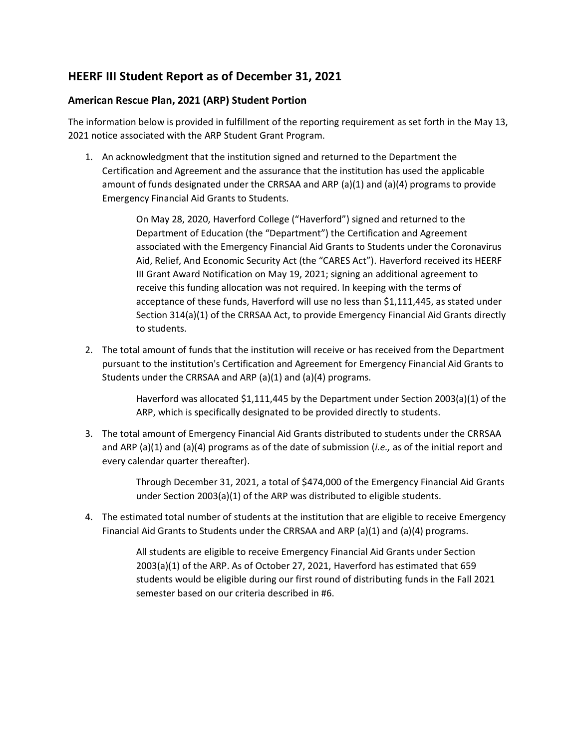## HEERF III Student Report as of December 31, 2021

### American Rescue Plan, 2021 (ARP) Student Portion

The information below is provided in fulfillment of the reporting requirement as set forth in the May 13, 2021 notice associated with the ARP Student Grant Program.

1. An acknowledgment that the institution signed and returned to the Department the Certification and Agreement and the assurance that the institution has used the applicable amount of funds designated under the CRRSAA and ARP (a)(1) and (a)(4) programs to provide Emergency Financial Aid Grants to Students.

    On May 28, 2020, Haverford College ("Haverford") signed and returned to the Department of Education (the "Department") the Certification and Agreement associated with the Emergency Financial Aid Grants to Students under the Coronavirus Aid, Relief, And Economic Security Act (the "CARES Act"). Haverford received its HEERF III Grant Award Notification on May 19, 2021; signing an additional agreement to receive this funding allocation was not required. In keeping with the terms of acceptance of these funds, Haverford will use no less than $1,111,445, as stated under Section 314(a)(1) of the CRRSAA Act, to provide Emergency Financial Aid Grants directly to students.

2. The total amount of funds that the institution will receive or has received from the Department pursuant to the institution's Certification and Agreement for Emergency Financial Aid Grants to Students under the CRRSAA and ARP (a)(1) and (a)(4) programs.

    Haverford was allocated $1,111,445 by the Department under Section 2003(a)(1) of the ARP, which is specifically designated to be provided directly to students.

3. The total amount of Emergency Financial Aid Grants distributed to students under the CRRSAA and ARP (a)(1) and (a)(4) programs as of the date of submission (*i.e.,* as of the initial report and every calendar quarter thereafter).

    Through December 31, 2021, a total of $474,000 of the Emergency Financial Aid Grants under Section 2003(a)(1) of the ARP was distributed to eligible students.

4. The estimated total number of students at the institution that are eligible to receive Emergency Financial Aid Grants to Students under the CRRSAA and ARP (a)(1) and (a)(4) programs.

    All students are eligible to receive Emergency Financial Aid Grants under Section 2003(a)(1) of the ARP. As of October 27, 2021, Haverford has estimated that 659 students would be eligible during our first round of distributing funds in the Fall 2021 semester based on our criteria described in #6.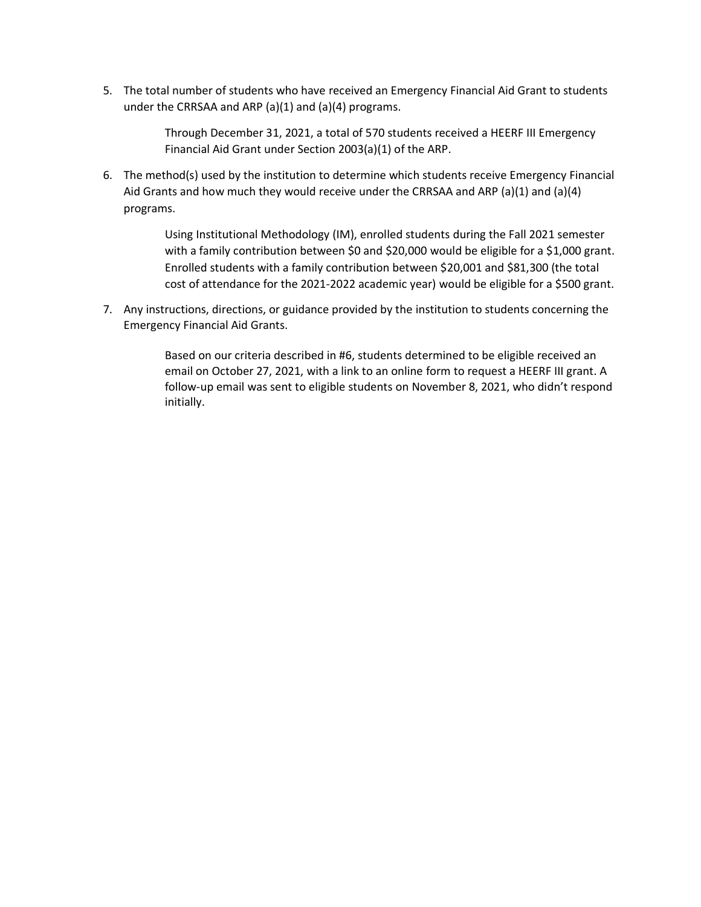5. The total number of students who have received an Emergency Financial Aid Grant to students under the CRRSAA and ARP (a)(1) and (a)(4) programs.

   Through December 31, 2021, a total of 570 students received a HEERF III Emergency Financial Aid Grant under Section 2003(a)(1) of the ARP.

6. The method(s) used by the institution to determine which students receive Emergency Financial Aid Grants and how much they would receive under the CRRSAA and ARP (a)(1) and (a)(4) programs.

   Using Institutional Methodology (IM), enrolled students during the Fall 2021 semester with a family contribution between $0 and $20,000 would be eligible for a $1,000 grant. Enrolled students with a family contribution between $20,001 and $81,300 (the total cost of attendance for the 2021-2022 academic year) would be eligible for a $500 grant.

7. Any instructions, directions, or guidance provided by the institution to students concerning the Emergency Financial Aid Grants.

   Based on our criteria described in #6, students determined to be eligible received an email on October 27, 2021, with a link to an online form to request a HEERF III grant. A follow-up email was sent to eligible students on November 8, 2021, who didn't respond initially.